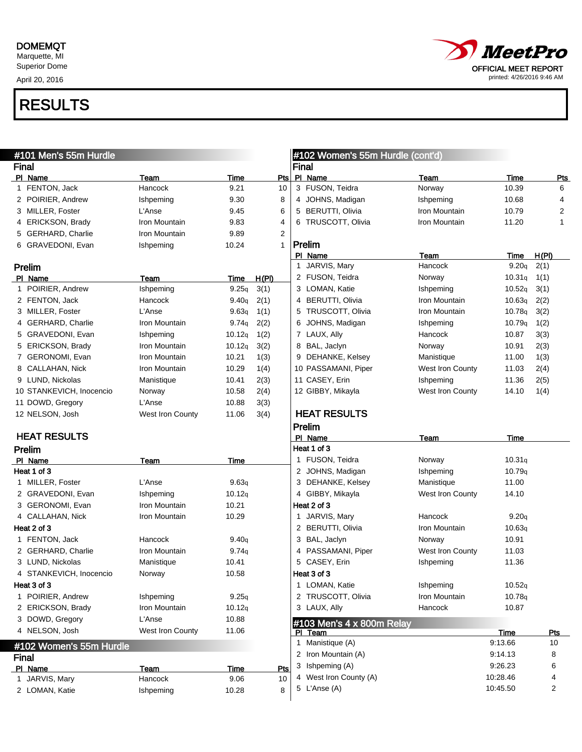DOMEMQT
Marquette, MI
Superior Dome
April 20, 2016

MeetPro
OFFICIAL MEET REPORT
printed: 4/26/2016 9:46 AM

# RESULTS

## #101 Men's 55m Hurdle

### Final

| Pl | Name | Team | Time | Pts |
|---|---|---|---|---|
| 1 | FENTON, Jack | Hancock | 9.21 | 10 |
| 2 | POIRIER, Andrew | Ishpeming | 9.30 | 8 |
| 3 | MILLER, Foster | L'Anse | 9.45 | 6 |
| 4 | ERICKSON, Brady | Iron Mountain | 9.83 | 4 |
| 5 | GERHARD, Charlie | Iron Mountain | 9.89 | 2 |
| 6 | GRAVEDONI, Evan | Ishpeming | 10.24 | 1 |

### Prelim

| Pl | Name | Team | Time | H(Pl) |
|---|---|---|---|---|
| 1 | POIRIER, Andrew | Ishpeming | 9.25q | 3(1) |
| 2 | FENTON, Jack | Hancock | 9.40q | 2(1) |
| 3 | MILLER, Foster | L'Anse | 9.63q | 1(1) |
| 4 | GERHARD, Charlie | Iron Mountain | 9.74q | 2(2) |
| 5 | GRAVEDONI, Evan | Ishpeming | 10.12q | 1(2) |
| 5 | ERICKSON, Brady | Iron Mountain | 10.12q | 3(2) |
| 7 | GERONOMI, Evan | Iron Mountain | 10.21 | 1(3) |
| 8 | CALLAHAN, Nick | Iron Mountain | 10.29 | 1(4) |
| 9 | LUND, Nickolas | Manistique | 10.41 | 2(3) |
| 10 | STANKEVICH, Inocencio | Norway | 10.58 | 2(4) |
| 11 | DOWD, Gregory | L'Anse | 10.88 | 3(3) |
| 12 | NELSON, Josh | West Iron County | 11.06 | 3(4) |

### HEAT RESULTS

#### Prelim

| Pl | Name | Team | Time |
|---|---|---|---|
| **Heat 1 of 3** | | | |
| 1 | MILLER, Foster | L'Anse | 9.63q |
| 2 | GRAVEDONI, Evan | Ishpeming | 10.12q |
| 3 | GERONOMI, Evan | Iron Mountain | 10.21 |
| 4 | CALLAHAN, Nick | Iron Mountain | 10.29 |
| **Heat 2 of 3** | | | |
| 1 | FENTON, Jack | Hancock | 9.40q |
| 2 | GERHARD, Charlie | Iron Mountain | 9.74q |
| 3 | LUND, Nickolas | Manistique | 10.41 |
| 4 | STANKEVICH, Inocencio | Norway | 10.58 |
| **Heat 3 of 3** | | | |
| 1 | POIRIER, Andrew | Ishpeming | 9.25q |
| 2 | ERICKSON, Brady | Iron Mountain | 10.12q |
| 3 | DOWD, Gregory | L'Anse | 10.88 |
| 4 | NELSON, Josh | West Iron County | 11.06 |

## #102 Women's 55m Hurdle

### Final

| Pl | Name | Team | Time | Pts |
|---|---|---|---|---|
| 1 | JARVIS, Mary | Hancock | 9.06 | 10 |
| 2 | LOMAN, Katie | Ishpeming | 10.28 | 8 |
| 3 | FUSON, Teidra | Norway | 10.39 | 6 |
| 4 | JOHNS, Madigan | Ishpeming | 10.68 | 4 |
| 5 | BERUTTI, Olivia | Iron Mountain | 10.79 | 2 |
| 6 | TRUSCOTT, Olivia | Iron Mountain | 11.20 | 1 |

### Prelim

| Pl | Name | Team | Time | H(Pl) |
|---|---|---|---|---|
| 1 | JARVIS, Mary | Hancock | 9.20q | 2(1) |
| 2 | FUSON, Teidra | Norway | 10.31q | 1(1) |
| 3 | LOMAN, Katie | Ishpeming | 10.52q | 3(1) |
| 4 | BERUTTI, Olivia | Iron Mountain | 10.63q | 2(2) |
| 5 | TRUSCOTT, Olivia | Iron Mountain | 10.78q | 3(2) |
| 6 | JOHNS, Madigan | Ishpeming | 10.79q | 1(2) |
| 7 | LAUX, Ally | Hancock | 10.87 | 3(3) |
| 8 | BAL, Jaclyn | Norway | 10.91 | 2(3) |
| 9 | DEHANKE, Kelsey | Manistique | 11.00 | 1(3) |
| 10 | PASSAMANI, Piper | West Iron County | 11.03 | 2(4) |
| 11 | CASEY, Erin | Ishpeming | 11.36 | 2(5) |
| 12 | GIBBY, Mikayla | West Iron County | 14.10 | 1(4) |

### HEAT RESULTS

#### Prelim

| Pl | Name | Team | Time |
|---|---|---|---|
| **Heat 1 of 3** | | | |
| 1 | FUSON, Teidra | Norway | 10.31q |
| 2 | JOHNS, Madigan | Ishpeming | 10.79q |
| 3 | DEHANKE, Kelsey | Manistique | 11.00 |
| 4 | GIBBY, Mikayla | West Iron County | 14.10 |
| **Heat 2 of 3** | | | |
| 1 | JARVIS, Mary | Hancock | 9.20q |
| 2 | BERUTTI, Olivia | Iron Mountain | 10.63q |
| 3 | BAL, Jaclyn | Norway | 10.91 |
| 4 | PASSAMANI, Piper | West Iron County | 11.03 |
| 5 | CASEY, Erin | Ishpeming | 11.36 |
| **Heat 3 of 3** | | | |
| 1 | LOMAN, Katie | Ishpeming | 10.52q |
| 2 | TRUSCOTT, Olivia | Iron Mountain | 10.78q |
| 3 | LAUX, Ally | Hancock | 10.87 |

## #103 Men's 4 x 800m Relay

| Pl | Team | Time | Pts |
|---|---|---|---|
| 1 | Manistique (A) | 9:13.66 | 10 |
| 2 | Iron Mountain (A) | 9:14.13 | 8 |
| 3 | Ishpeming (A) | 9:26.23 | 6 |
| 4 | West Iron County (A) | 10:28.46 | 4 |
| 5 | L'Anse (A) | 10:45.50 | 2 |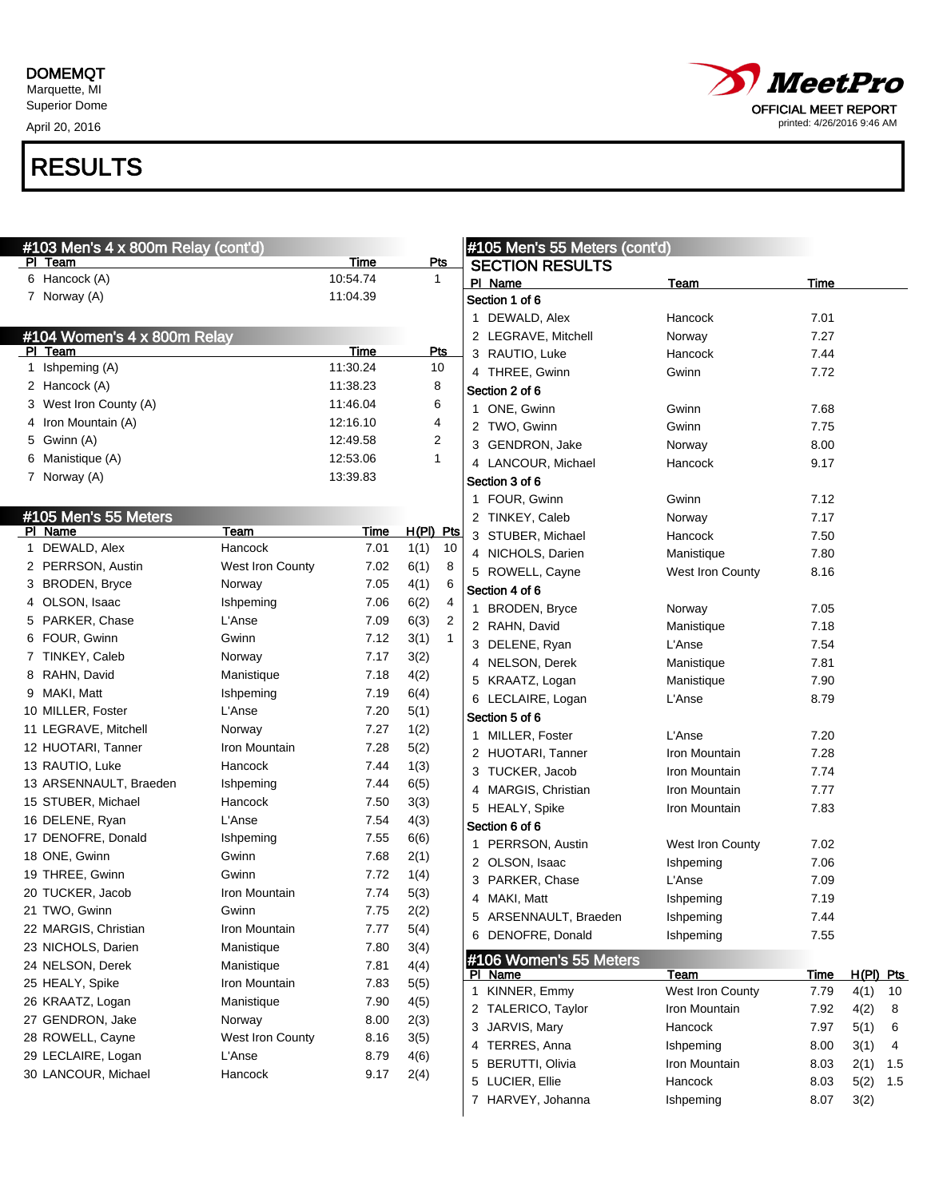DOMEMQT
Marquette, MI
Superior Dome
April 20, 2016

MeetPro
OFFICIAL MEET REPORT
printed: 4/26/2016 9:46 AM

# RESULTS

## #103 Men's 4 x 800m Relay (cont'd)

| Pl | Team | Time | Pts |
|---|---|---|---|
| 6 | Hancock (A) | 10:54.74 | 1 |
| 7 | Norway (A) | 11:04.39 | |

## #104 Women's 4 x 800m Relay

| Pl | Team | Time | Pts |
|---|---|---|---|
| 1 | Ishpeming (A) | 11:30.24 | 10 |
| 2 | Hancock (A) | 11:38.23 | 8 |
| 3 | West Iron County (A) | 11:46.04 | 6 |
| 4 | Iron Mountain (A) | 12:16.10 | 4 |
| 5 | Gwinn (A) | 12:49.58 | 2 |
| 6 | Manistique (A) | 12:53.06 | 1 |
| 7 | Norway (A) | 13:39.83 | |

## #105 Men's 55 Meters

| Pl | Name | Team | Time | H(Pl) | Pts |
|---|---|---|---|---|---|
| 1 | DEWALD, Alex | Hancock | 7.01 | 1(1) | 10 |
| 2 | PERRSON, Austin | West Iron County | 7.02 | 6(1) | 8 |
| 3 | BRODEN, Bryce | Norway | 7.05 | 4(1) | 6 |
| 4 | OLSON, Isaac | Ishpeming | 7.06 | 6(2) | 4 |
| 5 | PARKER, Chase | L'Anse | 7.09 | 6(3) | 2 |
| 6 | FOUR, Gwinn | Gwinn | 7.12 | 3(1) | 1 |
| 7 | TINKEY, Caleb | Norway | 7.17 | 3(2) | |
| 8 | RAHN, David | Manistique | 7.18 | 4(2) | |
| 9 | MAKI, Matt | Ishpeming | 7.19 | 6(4) | |
| 10 | MILLER, Foster | L'Anse | 7.20 | 5(1) | |
| 11 | LEGRAVE, Mitchell | Norway | 7.27 | 1(2) | |
| 12 | HUOTARI, Tanner | Iron Mountain | 7.28 | 5(2) | |
| 13 | RAUTIO, Luke | Hancock | 7.44 | 1(3) | |
| 13 | ARSENNAULT, Braeden | Ishpeming | 7.44 | 6(5) | |
| 15 | STUBER, Michael | Hancock | 7.50 | 3(3) | |
| 16 | DELENE, Ryan | L'Anse | 7.54 | 4(3) | |
| 17 | DENOFRE, Donald | Ishpeming | 7.55 | 6(6) | |
| 18 | ONE, Gwinn | Gwinn | 7.68 | 2(1) | |
| 19 | THREE, Gwinn | Gwinn | 7.72 | 1(4) | |
| 20 | TUCKER, Jacob | Iron Mountain | 7.74 | 5(3) | |
| 21 | TWO, Gwinn | Gwinn | 7.75 | 2(2) | |
| 22 | MARGIS, Christian | Iron Mountain | 7.77 | 5(4) | |
| 23 | NICHOLS, Darien | Manistique | 7.80 | 3(4) | |
| 24 | NELSON, Derek | Manistique | 7.81 | 4(4) | |
| 25 | HEALY, Spike | Iron Mountain | 7.83 | 5(5) | |
| 26 | KRAATZ, Logan | Manistique | 7.90 | 4(5) | |
| 27 | GENDRON, Jake | Norway | 8.00 | 2(3) | |
| 28 | ROWELL, Cayne | West Iron County | 8.16 | 3(5) | |
| 29 | LECLAIRE, Logan | L'Anse | 8.79 | 4(6) | |
| 30 | LANCOUR, Michael | Hancock | 9.17 | 2(4) | |

## #105 Men's 55 Meters (cont'd)

### SECTION RESULTS

| Pl | Name | Team | Time |
|---|---|---|---|
| **Section 1 of 6** | | | |
| 1 | DEWALD, Alex | Hancock | 7.01 |
| 2 | LEGRAVE, Mitchell | Norway | 7.27 |
| 3 | RAUTIO, Luke | Hancock | 7.44 |
| 4 | THREE, Gwinn | Gwinn | 7.72 |
| **Section 2 of 6** | | | |
| 1 | ONE, Gwinn | Gwinn | 7.68 |
| 2 | TWO, Gwinn | Gwinn | 7.75 |
| 3 | GENDRON, Jake | Norway | 8.00 |
| 4 | LANCOUR, Michael | Hancock | 9.17 |
| **Section 3 of 6** | | | |
| 1 | FOUR, Gwinn | Gwinn | 7.12 |
| 2 | TINKEY, Caleb | Norway | 7.17 |
| 3 | STUBER, Michael | Hancock | 7.50 |
| 4 | NICHOLS, Darien | Manistique | 7.80 |
| 5 | ROWELL, Cayne | West Iron County | 8.16 |
| **Section 4 of 6** | | | |
| 1 | BRODEN, Bryce | Norway | 7.05 |
| 2 | RAHN, David | Manistique | 7.18 |
| 3 | DELENE, Ryan | L'Anse | 7.54 |
| 4 | NELSON, Derek | Manistique | 7.81 |
| 5 | KRAATZ, Logan | Manistique | 7.90 |
| 6 | LECLAIRE, Logan | L'Anse | 8.79 |
| **Section 5 of 6** | | | |
| 1 | MILLER, Foster | L'Anse | 7.20 |
| 2 | HUOTARI, Tanner | Iron Mountain | 7.28 |
| 3 | TUCKER, Jacob | Iron Mountain | 7.74 |
| 4 | MARGIS, Christian | Iron Mountain | 7.77 |
| 5 | HEALY, Spike | Iron Mountain | 7.83 |
| **Section 6 of 6** | | | |
| 1 | PERRSON, Austin | West Iron County | 7.02 |
| 2 | OLSON, Isaac | Ishpeming | 7.06 |
| 3 | PARKER, Chase | L'Anse | 7.09 |
| 4 | MAKI, Matt | Ishpeming | 7.19 |
| 5 | ARSENNAULT, Braeden | Ishpeming | 7.44 |
| 6 | DENOFRE, Donald | Ishpeming | 7.55 |

## #106 Women's 55 Meters

| Pl | Name | Team | Time | H(Pl) | Pts |
|---|---|---|---|---|---|
| 1 | KINNER, Emmy | West Iron County | 7.79 | 4(1) | 10 |
| 2 | TALERICO, Taylor | Iron Mountain | 7.92 | 4(2) | 8 |
| 3 | JARVIS, Mary | Hancock | 7.97 | 5(1) | 6 |
| 4 | TERRES, Anna | Ishpeming | 8.00 | 3(1) | 4 |
| 5 | BERUTTI, Olivia | Iron Mountain | 8.03 | 2(1) | 1.5 |
| 5 | LUCIER, Ellie | Hancock | 8.03 | 5(2) | 1.5 |
| 7 | HARVEY, Johanna | Ishpeming | 8.07 | 3(2) | |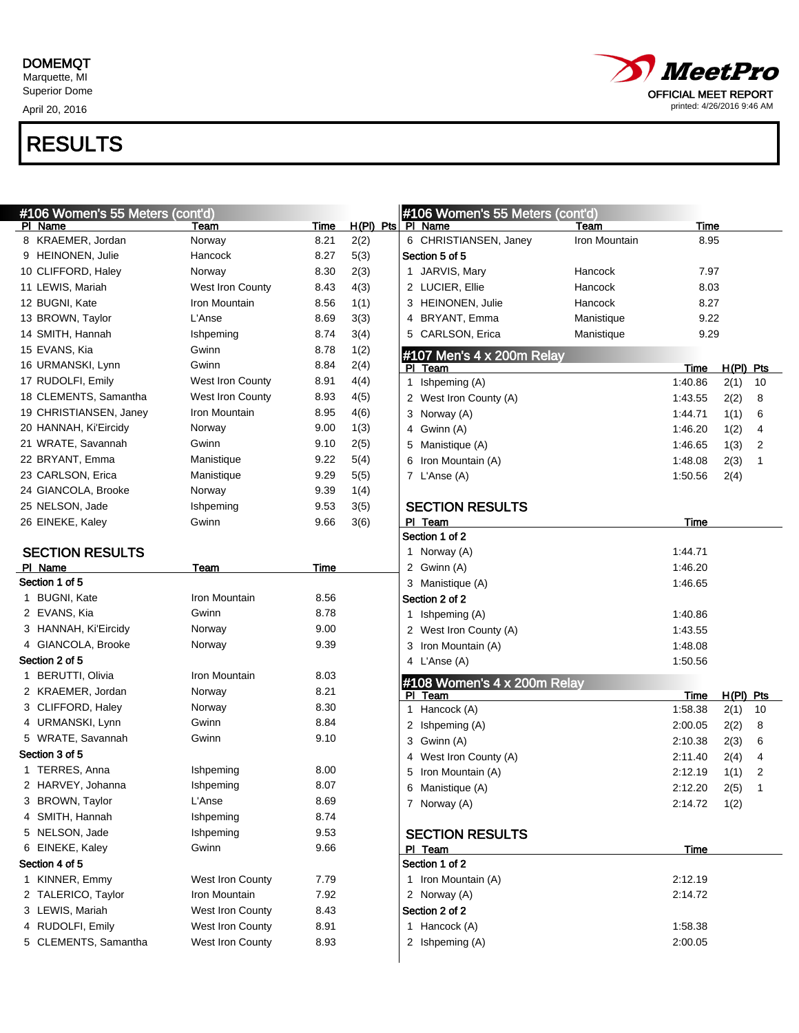DOMEMQT
Marquette, MI
Superior Dome
April 20, 2016

MeetPro
OFFICIAL MEET REPORT
printed: 4/26/2016 9:46 AM

# RESULTS

## #106 Women's 55 Meters (cont'd)

| Pl | Name | Team | Time | H(Pl) | Pts |
|---|---|---|---|---|---|
| 8 | KRAEMER, Jordan | Norway | 8.21 | 2(2) | |
| 9 | HEINONEN, Julie | Hancock | 8.27 | 5(3) | |
| 10 | CLIFFORD, Haley | Norway | 8.30 | 2(3) | |
| 11 | LEWIS, Mariah | West Iron County | 8.43 | 4(3) | |
| 12 | BUGNI, Kate | Iron Mountain | 8.56 | 1(1) | |
| 13 | BROWN, Taylor | L'Anse | 8.69 | 3(3) | |
| 14 | SMITH, Hannah | Ishpeming | 8.74 | 3(4) | |
| 15 | EVANS, Kia | Gwinn | 8.78 | 1(2) | |
| 16 | URMANSKI, Lynn | Gwinn | 8.84 | 2(4) | |
| 17 | RUDOLFI, Emily | West Iron County | 8.91 | 4(4) | |
| 18 | CLEMENTS, Samantha | West Iron County | 8.93 | 4(5) | |
| 19 | CHRISTIANSEN, Janey | Iron Mountain | 8.95 | 4(6) | |
| 20 | HANNAH, Ki'Eircidy | Norway | 9.00 | 1(3) | |
| 21 | WRATE, Savannah | Gwinn | 9.10 | 2(5) | |
| 22 | BRYANT, Emma | Manistique | 9.22 | 5(4) | |
| 23 | CARLSON, Erica | Manistique | 9.29 | 5(5) | |
| 24 | GIANCOLA, Brooke | Norway | 9.39 | 1(4) | |
| 25 | NELSON, Jade | Ishpeming | 9.53 | 3(5) | |
| 26 | EINEKE, Kaley | Gwinn | 9.66 | 3(6) | |

### SECTION RESULTS

| Pl | Name | Team | Time |
|---|---|---|---|
| **Section 1 of 5** | | | |
| 1 | BUGNI, Kate | Iron Mountain | 8.56 |
| 2 | EVANS, Kia | Gwinn | 8.78 |
| 3 | HANNAH, Ki'Eircidy | Norway | 9.00 |
| 4 | GIANCOLA, Brooke | Norway | 9.39 |
| **Section 2 of 5** | | | |
| 1 | BERUTTI, Olivia | Iron Mountain | 8.03 |
| 2 | KRAEMER, Jordan | Norway | 8.21 |
| 3 | CLIFFORD, Haley | Norway | 8.30 |
| 4 | URMANSKI, Lynn | Gwinn | 8.84 |
| 5 | WRATE, Savannah | Gwinn | 9.10 |
| **Section 3 of 5** | | | |
| 1 | TERRES, Anna | Ishpeming | 8.00 |
| 2 | HARVEY, Johanna | Ishpeming | 8.07 |
| 3 | BROWN, Taylor | L'Anse | 8.69 |
| 4 | SMITH, Hannah | Ishpeming | 8.74 |
| 5 | NELSON, Jade | Ishpeming | 9.53 |
| 6 | EINEKE, Kaley | Gwinn | 9.66 |
| **Section 4 of 5** | | | |
| 1 | KINNER, Emmy | West Iron County | 7.79 |
| 2 | TALERICO, Taylor | Iron Mountain | 7.92 |
| 3 | LEWIS, Mariah | West Iron County | 8.43 |
| 4 | RUDOLFI, Emily | West Iron County | 8.91 |
| 5 | CLEMENTS, Samantha | West Iron County | 8.93 |
| 6 | CHRISTIANSEN, Janey | Iron Mountain | 8.95 |
| **Section 5 of 5** | | | |
| 1 | JARVIS, Mary | Hancock | 7.97 |
| 2 | LUCIER, Ellie | Hancock | 8.03 |
| 3 | HEINONEN, Julie | Hancock | 8.27 |
| 4 | BRYANT, Emma | Manistique | 9.22 |
| 5 | CARLSON, Erica | Manistique | 9.29 |

## #107 Men's 4 x 200m Relay

| Pl | Team | Time | H(Pl) | Pts |
|---|---|---|---|---|
| 1 | Ishpeming (A) | 1:40.86 | 2(1) | 10 |
| 2 | West Iron County (A) | 1:43.55 | 2(2) | 8 |
| 3 | Norway (A) | 1:44.71 | 1(1) | 6 |
| 4 | Gwinn (A) | 1:46.20 | 1(2) | 4 |
| 5 | Manistique (A) | 1:46.65 | 1(3) | 2 |
| 6 | Iron Mountain (A) | 1:48.08 | 2(3) | 1 |
| 7 | L'Anse (A) | 1:50.56 | 2(4) | |

### SECTION RESULTS

| Pl | Team | Time |
|---|---|---|
| **Section 1 of 2** | | |
| 1 | Norway (A) | 1:44.71 |
| 2 | Gwinn (A) | 1:46.20 |
| 3 | Manistique (A) | 1:46.65 |
| **Section 2 of 2** | | |
| 1 | Ishpeming (A) | 1:40.86 |
| 2 | West Iron County (A) | 1:43.55 |
| 3 | Iron Mountain (A) | 1:48.08 |
| 4 | L'Anse (A) | 1:50.56 |

## #108 Women's 4 x 200m Relay

| Pl | Team | Time | H(Pl) | Pts |
|---|---|---|---|---|
| 1 | Hancock (A) | 1:58.38 | 2(1) | 10 |
| 2 | Ishpeming (A) | 2:00.05 | 2(2) | 8 |
| 3 | Gwinn (A) | 2:10.38 | 2(3) | 6 |
| 4 | West Iron County (A) | 2:11.40 | 2(4) | 4 |
| 5 | Iron Mountain (A) | 2:12.19 | 1(1) | 2 |
| 6 | Manistique (A) | 2:12.20 | 2(5) | 1 |
| 7 | Norway (A) | 2:14.72 | 1(2) | |

### SECTION RESULTS

| Pl | Team | Time |
|---|---|---|
| **Section 1 of 2** | | |
| 1 | Iron Mountain (A) | 2:12.19 |
| 2 | Norway (A) | 2:14.72 |
| **Section 2 of 2** | | |
| 1 | Hancock (A) | 1:58.38 |
| 2 | Ishpeming (A) | 2:00.05 |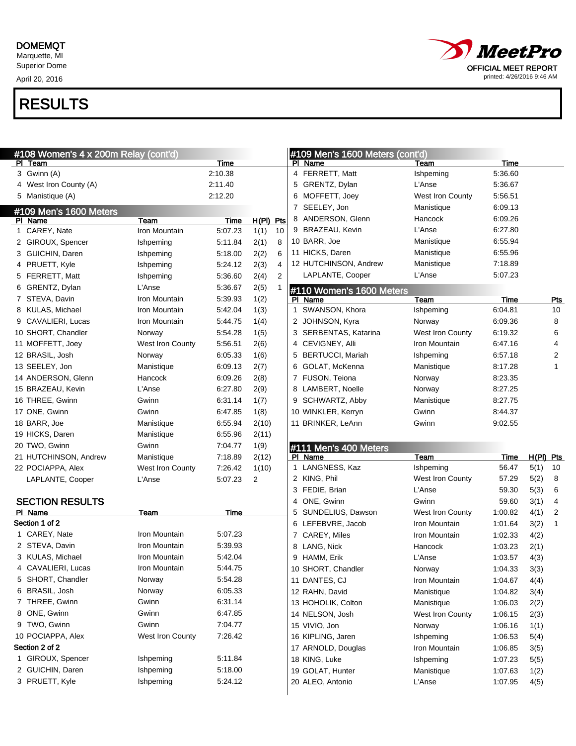DOMEMQT
Marquette, MI
Superior Dome
April 20, 2016

MeetPro
OFFICIAL MEET REPORT
printed: 4/26/2016 9:46 AM

# RESULTS

## #108 Women's 4 x 200m Relay (cont'd)

| Pl | Team | Time |
|---|---|---|
| 3 | Gwinn (A) | 2:10.38 |
| 4 | West Iron County (A) | 2:11.40 |
| 5 | Manistique (A) | 2:12.20 |

## #109 Men's 1600 Meters

| Pl | Name | Team | Time | H(Pl) | Pts |
|---|---|---|---|---|---|
| 1 | CAREY, Nate | Iron Mountain | 5:07.23 | 1(1) | 10 |
| 2 | GIROUX, Spencer | Ishpeming | 5:11.84 | 2(1) | 8 |
| 3 | GUICHIN, Daren | Ishpeming | 5:18.00 | 2(2) | 6 |
| 4 | PRUETT, Kyle | Ishpeming | 5:24.12 | 2(3) | 4 |
| 5 | FERRETT, Matt | Ishpeming | 5:36.60 | 2(4) | 2 |
| 6 | GRENTZ, Dylan | L'Anse | 5:36.67 | 2(5) | 1 |
| 7 | STEVA, Davin | Iron Mountain | 5:39.93 | 1(2) | |
| 8 | KULAS, Michael | Iron Mountain | 5:42.04 | 1(3) | |
| 9 | CAVALIERI, Lucas | Iron Mountain | 5:44.75 | 1(4) | |
| 10 | SHORT, Chandler | Norway | 5:54.28 | 1(5) | |
| 11 | MOFFETT, Joey | West Iron County | 5:56.51 | 2(6) | |
| 12 | BRASIL, Josh | Norway | 6:05.33 | 1(6) | |
| 13 | SEELEY, Jon | Manistique | 6:09.13 | 2(7) | |
| 14 | ANDERSON, Glenn | Hancock | 6:09.26 | 2(8) | |
| 15 | BRAZEAU, Kevin | L'Anse | 6:27.80 | 2(9) | |
| 16 | THREE, Gwinn | Gwinn | 6:31.14 | 1(7) | |
| 17 | ONE, Gwinn | Gwinn | 6:47.85 | 1(8) | |
| 18 | BARR, Joe | Manistique | 6:55.94 | 2(10) | |
| 19 | HICKS, Daren | Manistique | 6:55.96 | 2(11) | |
| 20 | TWO, Gwinn | Gwinn | 7:04.77 | 1(9) | |
| 21 | HUTCHINSON, Andrew | Manistique | 7:18.89 | 2(12) | |
| 22 | POCIAPPA, Alex | West Iron County | 7:26.42 | 1(10) | |
| | LAPLANTE, Cooper | L'Anse | 5:07.23 | 2 | |

### SECTION RESULTS

| Pl | Name | Team | Time |
|---|---|---|---|
| **Section 1 of 2** | | | |
| 1 | CAREY, Nate | Iron Mountain | 5:07.23 |
| 2 | STEVA, Davin | Iron Mountain | 5:39.93 |
| 3 | KULAS, Michael | Iron Mountain | 5:42.04 |
| 4 | CAVALIERI, Lucas | Iron Mountain | 5:44.75 |
| 5 | SHORT, Chandler | Norway | 5:54.28 |
| 6 | BRASIL, Josh | Norway | 6:05.33 |
| 7 | THREE, Gwinn | Gwinn | 6:31.14 |
| 8 | ONE, Gwinn | Gwinn | 6:47.85 |
| 9 | TWO, Gwinn | Gwinn | 7:04.77 |
| 10 | POCIAPPA, Alex | West Iron County | 7:26.42 |
| **Section 2 of 2** | | | |
| 1 | GIROUX, Spencer | Ishpeming | 5:11.84 |
| 2 | GUICHIN, Daren | Ishpeming | 5:18.00 |
| 3 | PRUETT, Kyle | Ishpeming | 5:24.12 |
| 4 | FERRETT, Matt | Ishpeming | 5:36.60 |
| 5 | GRENTZ, Dylan | L'Anse | 5:36.67 |
| 6 | MOFFETT, Joey | West Iron County | 5:56.51 |
| 7 | SEELEY, Jon | Manistique | 6:09.13 |
| 8 | ANDERSON, Glenn | Hancock | 6:09.26 |
| 9 | BRAZEAU, Kevin | L'Anse | 6:27.80 |
| 10 | BARR, Joe | Manistique | 6:55.94 |
| 11 | HICKS, Daren | Manistique | 6:55.96 |
| 12 | HUTCHINSON, Andrew | Manistique | 7:18.89 |
| | LAPLANTE, Cooper | L'Anse | 5:07.23 |

## #110 Women's 1600 Meters

| Pl | Name | Team | Time | Pts |
|---|---|---|---|---|
| 1 | SWANSON, Khora | Ishpeming | 6:04.81 | 10 |
| 2 | JOHNSON, Kyra | Norway | 6:09.36 | 8 |
| 3 | SERBENTAS, Katarina | West Iron County | 6:19.32 | 6 |
| 4 | CEVIGNEY, Alli | Iron Mountain | 6:47.16 | 4 |
| 5 | BERTUCCI, Mariah | Ishpeming | 6:57.18 | 2 |
| 6 | GOLAT, McKenna | Manistique | 8:17.28 | 1 |
| 7 | FUSON, Teiona | Norway | 8:23.35 | |
| 8 | LAMBERT, Noelle | Norway | 8:27.25 | |
| 9 | SCHWARTZ, Abby | Manistique | 8:27.75 | |
| 10 | WINKLER, Kerryn | Gwinn | 8:44.37 | |
| 11 | BRINKER, LeAnn | Gwinn | 9:02.55 | |

## #111 Men's 400 Meters

| Pl | Name | Team | Time | H(Pl) | Pts |
|---|---|---|---|---|---|
| 1 | LANGNESS, Kaz | Ishpeming | 56.47 | 5(1) | 10 |
| 2 | KING, Phil | West Iron County | 57.29 | 5(2) | 8 |
| 3 | FEDIE, Brian | L'Anse | 59.30 | 5(3) | 6 |
| 4 | ONE, Gwinn | Gwinn | 59.60 | 3(1) | 4 |
| 5 | SUNDELIUS, Dawson | West Iron County | 1:00.82 | 4(1) | 2 |
| 6 | LEFEBVRE, Jacob | Iron Mountain | 1:01.64 | 3(2) | 1 |
| 7 | CAREY, Miles | Iron Mountain | 1:02.33 | 4(2) | |
| 8 | LANG, Nick | Hancock | 1:03.23 | 2(1) | |
| 9 | HAMM, Erik | L'Anse | 1:03.57 | 4(3) | |
| 10 | SHORT, Chandler | Norway | 1:04.33 | 3(3) | |
| 11 | DANTES, CJ | Iron Mountain | 1:04.67 | 4(4) | |
| 12 | RAHN, David | Manistique | 1:04.82 | 3(4) | |
| 13 | HOHOLIK, Colton | Manistique | 1:06.03 | 2(2) | |
| 14 | NELSON, Josh | West Iron County | 1:06.15 | 2(3) | |
| 15 | VIVIO, Jon | Norway | 1:06.16 | 1(1) | |
| 16 | KIPLING, Jaren | Ishpeming | 1:06.53 | 5(4) | |
| 17 | ARNOLD, Douglas | Iron Mountain | 1:06.85 | 3(5) | |
| 18 | KING, Luke | Ishpeming | 1:07.23 | 5(5) | |
| 19 | GOLAT, Hunter | Manistique | 1:07.63 | 1(2) | |
| 20 | ALEO, Antonio | L'Anse | 1:07.95 | 4(5) | |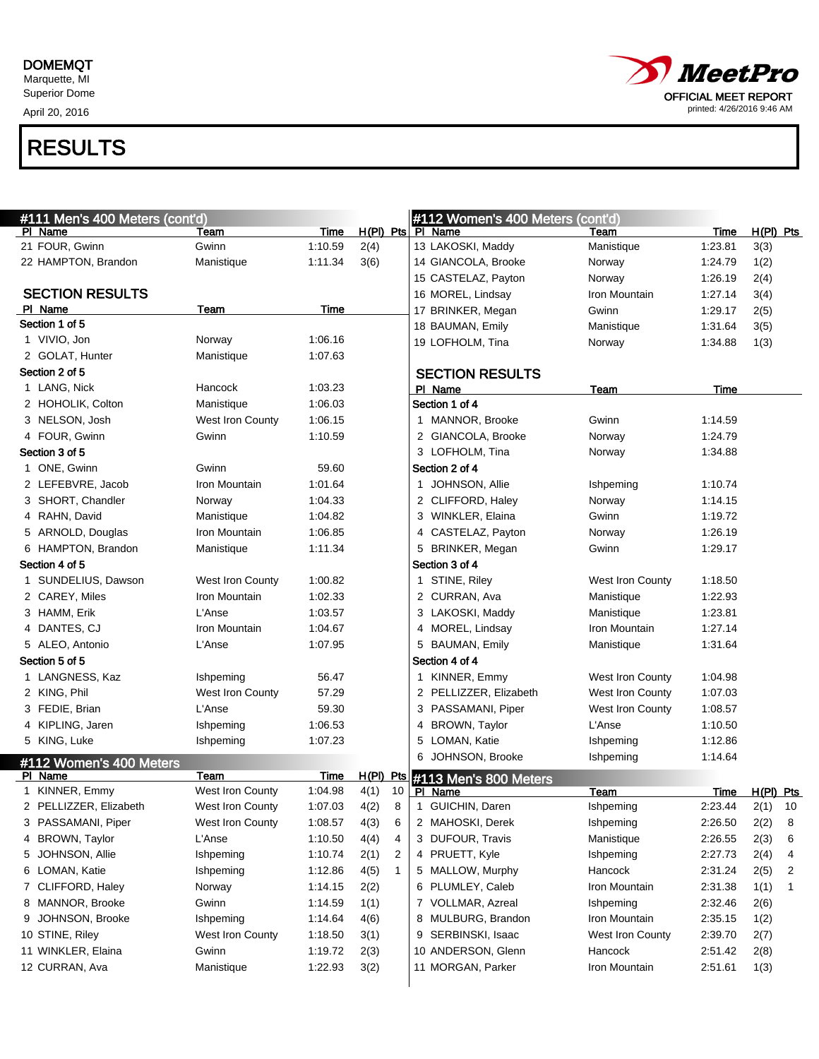DOMEMQT
Marquette, MI
Superior Dome
April 20, 2016

MeetPro
OFFICIAL MEET REPORT
printed: 4/26/2016 9:46 AM

# RESULTS

## #111 Men's 400 Meters (cont'd)

| Pl | Name | Team | Time | H(Pl) | Pts |
|---|---|---|---|---|---|
| 21 | FOUR, Gwinn | Gwinn | 1:10.59 | 2(4) | |
| 22 | HAMPTON, Brandon | Manistique | 1:11.34 | 3(6) | |

### SECTION RESULTS

| Pl | Name | Team | Time |
|---|---|---|---|
| **Section 1 of 5** | | | |
| 1 | VIVIO, Jon | Norway | 1:06.16 |
| 2 | GOLAT, Hunter | Manistique | 1:07.63 |
| **Section 2 of 5** | | | |
| 1 | LANG, Nick | Hancock | 1:03.23 |
| 2 | HOHOLIK, Colton | Manistique | 1:06.03 |
| 3 | NELSON, Josh | West Iron County | 1:06.15 |
| 4 | FOUR, Gwinn | Gwinn | 1:10.59 |
| **Section 3 of 5** | | | |
| 1 | ONE, Gwinn | Gwinn | 59.60 |
| 2 | LEFEBVRE, Jacob | Iron Mountain | 1:01.64 |
| 3 | SHORT, Chandler | Norway | 1:04.33 |
| 4 | RAHN, David | Manistique | 1:04.82 |
| 5 | ARNOLD, Douglas | Iron Mountain | 1:06.85 |
| 6 | HAMPTON, Brandon | Manistique | 1:11.34 |
| **Section 4 of 5** | | | |
| 1 | SUNDELIUS, Dawson | West Iron County | 1:00.82 |
| 2 | CAREY, Miles | Iron Mountain | 1:02.33 |
| 3 | HAMM, Erik | L'Anse | 1:03.57 |
| 4 | DANTES, CJ | Iron Mountain | 1:04.67 |
| 5 | ALEO, Antonio | L'Anse | 1:07.95 |
| **Section 5 of 5** | | | |
| 1 | LANGNESS, Kaz | Ishpeming | 56.47 |
| 2 | KING, Phil | West Iron County | 57.29 |
| 3 | FEDIE, Brian | L'Anse | 59.30 |
| 4 | KIPLING, Jaren | Ishpeming | 1:06.53 |
| 5 | KING, Luke | Ishpeming | 1:07.23 |

## #112 Women's 400 Meters

| Pl | Name | Team | Time | H(Pl) | Pts |
|---|---|---|---|---|---|
| 1 | KINNER, Emmy | West Iron County | 1:04.98 | 4(1) | 10 |
| 2 | PELLIZZER, Elizabeth | West Iron County | 1:07.03 | 4(2) | 8 |
| 3 | PASSAMANI, Piper | West Iron County | 1:08.57 | 4(3) | 6 |
| 4 | BROWN, Taylor | L'Anse | 1:10.50 | 4(4) | 4 |
| 5 | JOHNSON, Allie | Ishpeming | 1:10.74 | 2(1) | 2 |
| 6 | LOMAN, Katie | Ishpeming | 1:12.86 | 4(5) | 1 |
| 7 | CLIFFORD, Haley | Norway | 1:14.15 | 2(2) | |
| 8 | MANNOR, Brooke | Gwinn | 1:14.59 | 1(1) | |
| 9 | JOHNSON, Brooke | Ishpeming | 1:14.64 | 4(6) | |
| 10 | STINE, Riley | West Iron County | 1:18.50 | 3(1) | |
| 11 | WINKLER, Elaina | Gwinn | 1:19.72 | 2(3) | |
| 12 | CURRAN, Ava | Manistique | 1:22.93 | 3(2) | |
| 13 | LAKOSKI, Maddy | Manistique | 1:23.81 | 3(3) | |
| 14 | GIANCOLA, Brooke | Norway | 1:24.79 | 1(2) | |
| 15 | CASTELAZ, Payton | Norway | 1:26.19 | 2(4) | |
| 16 | MOREL, Lindsay | Iron Mountain | 1:27.14 | 3(4) | |
| 17 | BRINKER, Megan | Gwinn | 1:29.17 | 2(5) | |
| 18 | BAUMAN, Emily | Manistique | 1:31.64 | 3(5) | |
| 19 | LOFHOLM, Tina | Norway | 1:34.88 | 1(3) | |

### SECTION RESULTS

| Pl | Name | Team | Time |
|---|---|---|---|
| **Section 1 of 4** | | | |
| 1 | MANNOR, Brooke | Gwinn | 1:14.59 |
| 2 | GIANCOLA, Brooke | Norway | 1:24.79 |
| 3 | LOFHOLM, Tina | Norway | 1:34.88 |
| **Section 2 of 4** | | | |
| 1 | JOHNSON, Allie | Ishpeming | 1:10.74 |
| 2 | CLIFFORD, Haley | Norway | 1:14.15 |
| 3 | WINKLER, Elaina | Gwinn | 1:19.72 |
| 4 | CASTELAZ, Payton | Norway | 1:26.19 |
| 5 | BRINKER, Megan | Gwinn | 1:29.17 |
| **Section 3 of 4** | | | |
| 1 | STINE, Riley | West Iron County | 1:18.50 |
| 2 | CURRAN, Ava | Manistique | 1:22.93 |
| 3 | LAKOSKI, Maddy | Manistique | 1:23.81 |
| 4 | MOREL, Lindsay | Iron Mountain | 1:27.14 |
| 5 | BAUMAN, Emily | Manistique | 1:31.64 |
| **Section 4 of 4** | | | |
| 1 | KINNER, Emmy | West Iron County | 1:04.98 |
| 2 | PELLIZZER, Elizabeth | West Iron County | 1:07.03 |
| 3 | PASSAMANI, Piper | West Iron County | 1:08.57 |
| 4 | BROWN, Taylor | L'Anse | 1:10.50 |
| 5 | LOMAN, Katie | Ishpeming | 1:12.86 |
| 6 | JOHNSON, Brooke | Ishpeming | 1:14.64 |

## #113 Men's 800 Meters

| Pl | Name | Team | Time | H(Pl) | Pts |
|---|---|---|---|---|---|
| 1 | GUICHIN, Daren | Ishpeming | 2:23.44 | 2(1) | 10 |
| 2 | MAHOSKI, Derek | Ishpeming | 2:26.50 | 2(2) | 8 |
| 3 | DUFOUR, Travis | Manistique | 2:26.55 | 2(3) | 6 |
| 4 | PRUETT, Kyle | Ishpeming | 2:27.73 | 2(4) | 4 |
| 5 | MALLOW, Murphy | Hancock | 2:31.24 | 2(5) | 2 |
| 6 | PLUMLEY, Caleb | Iron Mountain | 2:31.38 | 1(1) | 1 |
| 7 | VOLLMAR, Azreal | Ishpeming | 2:32.46 | 2(6) | |
| 8 | MULBURG, Brandon | Iron Mountain | 2:35.15 | 1(2) | |
| 9 | SERBINSKI, Isaac | West Iron County | 2:39.70 | 2(7) | |
| 10 | ANDERSON, Glenn | Hancock | 2:51.42 | 2(8) | |
| 11 | MORGAN, Parker | Iron Mountain | 2:51.61 | 1(3) | |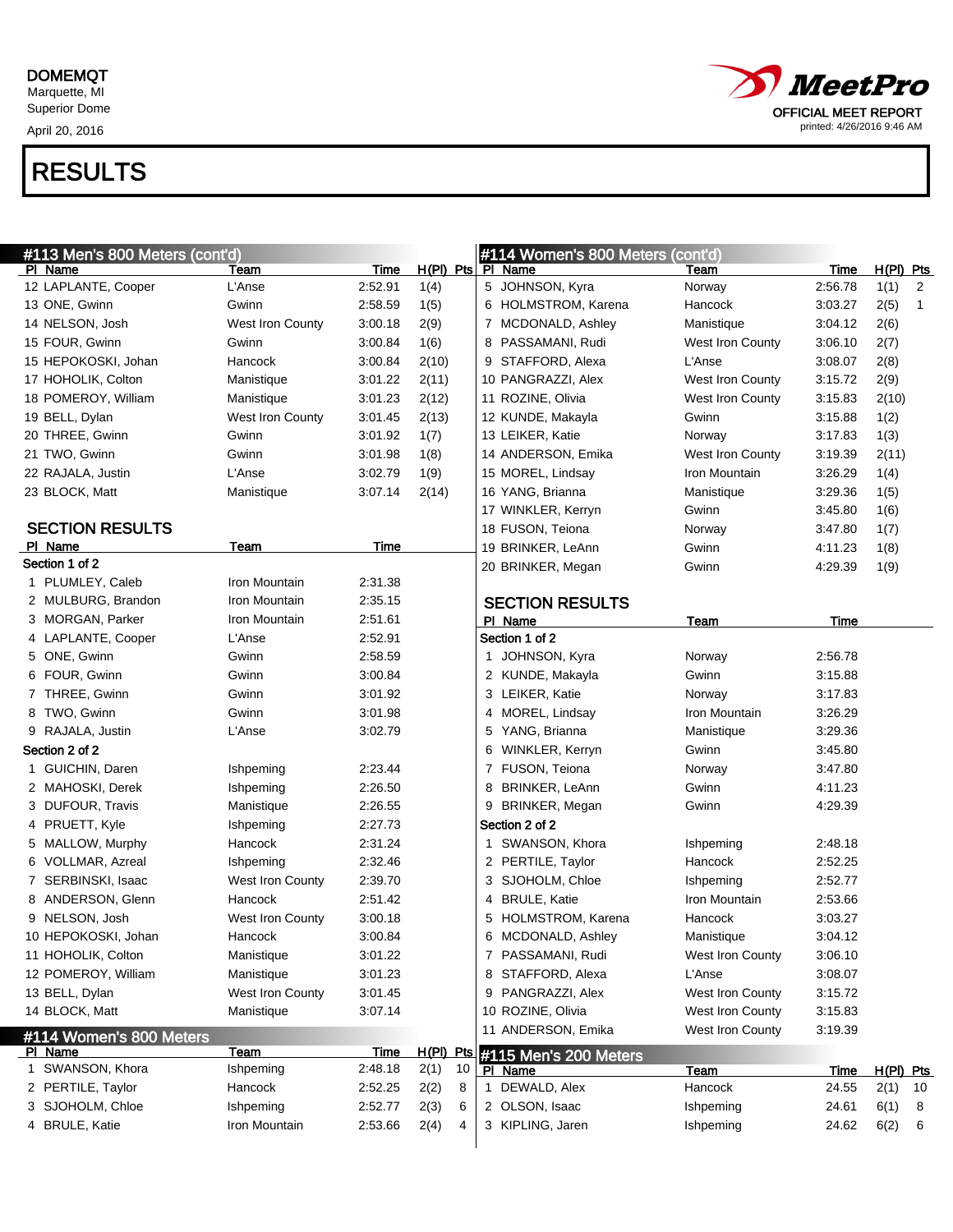DOMEMQT
Marquette, MI
Superior Dome
April 20, 2016

MeetPro
OFFICIAL MEET REPORT
printed: 4/26/2016 9:46 AM

# RESULTS

## #113 Men's 800 Meters (cont'd)

| Pl | Name | Team | Time | H(Pl) | Pts |
|---|---|---|---|---|---|
| 12 | LAPLANTE, Cooper | L'Anse | 2:52.91 | 1(4) | |
| 13 | ONE, Gwinn | Gwinn | 2:58.59 | 1(5) | |
| 14 | NELSON, Josh | West Iron County | 3:00.18 | 2(9) | |
| 15 | FOUR, Gwinn | Gwinn | 3:00.84 | 1(6) | |
| 15 | HEPOKOSKI, Johan | Hancock | 3:00.84 | 2(10) | |
| 17 | HOHOLIK, Colton | Manistique | 3:01.22 | 2(11) | |
| 18 | POMEROY, William | Manistique | 3:01.23 | 2(12) | |
| 19 | BELL, Dylan | West Iron County | 3:01.45 | 2(13) | |
| 20 | THREE, Gwinn | Gwinn | 3:01.92 | 1(7) | |
| 21 | TWO, Gwinn | Gwinn | 3:01.98 | 1(8) | |
| 22 | RAJALA, Justin | L'Anse | 3:02.79 | 1(9) | |
| 23 | BLOCK, Matt | Manistique | 3:07.14 | 2(14) | |

### SECTION RESULTS

| Pl | Name | Team | Time |
|---|---|---|---|
| **Section 1 of 2** | | | |
| 1 | PLUMLEY, Caleb | Iron Mountain | 2:31.38 |
| 2 | MULBURG, Brandon | Iron Mountain | 2:35.15 |
| 3 | MORGAN, Parker | Iron Mountain | 2:51.61 |
| 4 | LAPLANTE, Cooper | L'Anse | 2:52.91 |
| 5 | ONE, Gwinn | Gwinn | 2:58.59 |
| 6 | FOUR, Gwinn | Gwinn | 3:00.84 |
| 7 | THREE, Gwinn | Gwinn | 3:01.92 |
| 8 | TWO, Gwinn | Gwinn | 3:01.98 |
| 9 | RAJALA, Justin | L'Anse | 3:02.79 |
| **Section 2 of 2** | | | |
| 1 | GUICHIN, Daren | Ishpeming | 2:23.44 |
| 2 | MAHOSKI, Derek | Ishpeming | 2:26.50 |
| 3 | DUFOUR, Travis | Manistique | 2:26.55 |
| 4 | PRUETT, Kyle | Ishpeming | 2:27.73 |
| 5 | MALLOW, Murphy | Hancock | 2:31.24 |
| 6 | VOLLMAR, Azreal | Ishpeming | 2:32.46 |
| 7 | SERBINSKI, Isaac | West Iron County | 2:39.70 |
| 8 | ANDERSON, Glenn | Hancock | 2:51.42 |
| 9 | NELSON, Josh | West Iron County | 3:00.18 |
| 10 | HEPOKOSKI, Johan | Hancock | 3:00.84 |
| 11 | HOHOLIK, Colton | Manistique | 3:01.22 |
| 12 | POMEROY, William | Manistique | 3:01.23 |
| 13 | BELL, Dylan | West Iron County | 3:01.45 |
| 14 | BLOCK, Matt | Manistique | 3:07.14 |

## #114 Women's 800 Meters

| Pl | Name | Team | Time | H(Pl) | Pts |
|---|---|---|---|---|---|
| 1 | SWANSON, Khora | Ishpeming | 2:48.18 | 2(1) | 10 |
| 2 | PERTILE, Taylor | Hancock | 2:52.25 | 2(2) | 8 |
| 3 | SJOHOLM, Chloe | Ishpeming | 2:52.77 | 2(3) | 6 |
| 4 | BRULE, Katie | Iron Mountain | 2:53.66 | 2(4) | 4 |
| 5 | JOHNSON, Kyra | Norway | 2:56.78 | 1(1) | 2 |
| 6 | HOLMSTROM, Karena | Hancock | 3:03.27 | 2(5) | 1 |
| 7 | MCDONALD, Ashley | Manistique | 3:04.12 | 2(6) | |
| 8 | PASSAMANI, Rudi | West Iron County | 3:06.10 | 2(7) | |
| 9 | STAFFORD, Alexa | L'Anse | 3:08.07 | 2(8) | |
| 10 | PANGRAZZI, Alex | West Iron County | 3:15.72 | 2(9) | |
| 11 | ROZINE, Olivia | West Iron County | 3:15.83 | 2(10) | |
| 12 | KUNDE, Makayla | Gwinn | 3:15.88 | 1(2) | |
| 13 | LEIKER, Katie | Norway | 3:17.83 | 1(3) | |
| 14 | ANDERSON, Emika | West Iron County | 3:19.39 | 2(11) | |
| 15 | MOREL, Lindsay | Iron Mountain | 3:26.29 | 1(4) | |
| 16 | YANG, Brianna | Manistique | 3:29.36 | 1(5) | |
| 17 | WINKLER, Kerryn | Gwinn | 3:45.80 | 1(6) | |
| 18 | FUSON, Teiona | Norway | 3:47.80 | 1(7) | |
| 19 | BRINKER, LeAnn | Gwinn | 4:11.23 | 1(8) | |
| 20 | BRINKER, Megan | Gwinn | 4:29.39 | 1(9) | |

### SECTION RESULTS

| Pl | Name | Team | Time |
|---|---|---|---|
| **Section 1 of 2** | | | |
| 1 | JOHNSON, Kyra | Norway | 2:56.78 |
| 2 | KUNDE, Makayla | Gwinn | 3:15.88 |
| 3 | LEIKER, Katie | Norway | 3:17.83 |
| 4 | MOREL, Lindsay | Iron Mountain | 3:26.29 |
| 5 | YANG, Brianna | Manistique | 3:29.36 |
| 6 | WINKLER, Kerryn | Gwinn | 3:45.80 |
| 7 | FUSON, Teiona | Norway | 3:47.80 |
| 8 | BRINKER, LeAnn | Gwinn | 4:11.23 |
| 9 | BRINKER, Megan | Gwinn | 4:29.39 |
| **Section 2 of 2** | | | |
| 1 | SWANSON, Khora | Ishpeming | 2:48.18 |
| 2 | PERTILE, Taylor | Hancock | 2:52.25 |
| 3 | SJOHOLM, Chloe | Ishpeming | 2:52.77 |
| 4 | BRULE, Katie | Iron Mountain | 2:53.66 |
| 5 | HOLMSTROM, Karena | Hancock | 3:03.27 |
| 6 | MCDONALD, Ashley | Manistique | 3:04.12 |
| 7 | PASSAMANI, Rudi | West Iron County | 3:06.10 |
| 8 | STAFFORD, Alexa | L'Anse | 3:08.07 |
| 9 | PANGRAZZI, Alex | West Iron County | 3:15.72 |
| 10 | ROZINE, Olivia | West Iron County | 3:15.83 |
| 11 | ANDERSON, Emika | West Iron County | 3:19.39 |

## #115 Men's 200 Meters

| Pl | Name | Team | Time | H(Pl) | Pts |
|---|---|---|---|---|---|
| 1 | DEWALD, Alex | Hancock | 24.55 | 2(1) | 10 |
| 2 | OLSON, Isaac | Ishpeming | 24.61 | 6(1) | 8 |
| 3 | KIPLING, Jaren | Ishpeming | 24.62 | 6(2) | 6 |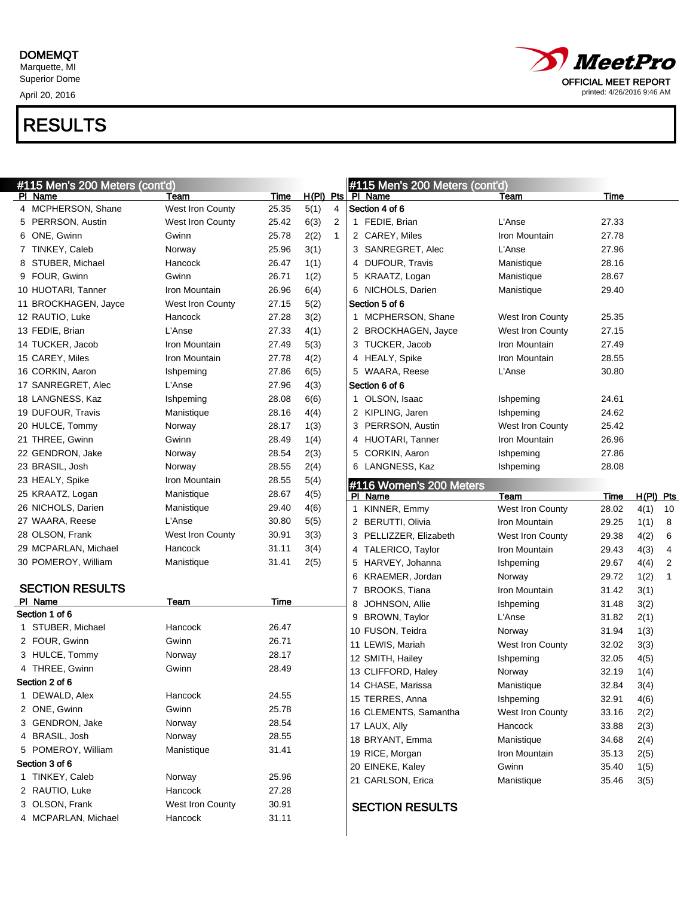DOMEMQT
Marquette, MI
Superior Dome
April 20, 2016

MeetPro
OFFICIAL MEET REPORT
printed: 4/26/2016 9:46 AM

# RESULTS

## #115 Men's 200 Meters (cont'd)

| Pl | Name | Team | Time | H(Pl) | Pts |
|---|---|---|---|---|---|
| 4 | MCPHERSON, Shane | West Iron County | 25.35 | 5(1) | 4 |
| 5 | PERRSON, Austin | West Iron County | 25.42 | 6(3) | 2 |
| 6 | ONE, Gwinn | Gwinn | 25.78 | 2(2) | 1 |
| 7 | TINKEY, Caleb | Norway | 25.96 | 3(1) | |
| 8 | STUBER, Michael | Hancock | 26.47 | 1(1) | |
| 9 | FOUR, Gwinn | Gwinn | 26.71 | 1(2) | |
| 10 | HUOTARI, Tanner | Iron Mountain | 26.96 | 6(4) | |
| 11 | BROCKHAGEN, Jayce | West Iron County | 27.15 | 5(2) | |
| 12 | RAUTIO, Luke | Hancock | 27.28 | 3(2) | |
| 13 | FEDIE, Brian | L'Anse | 27.33 | 4(1) | |
| 14 | TUCKER, Jacob | Iron Mountain | 27.49 | 5(3) | |
| 15 | CAREY, Miles | Iron Mountain | 27.78 | 4(2) | |
| 16 | CORKIN, Aaron | Ishpeming | 27.86 | 6(5) | |
| 17 | SANREGRET, Alec | L'Anse | 27.96 | 4(3) | |
| 18 | LANGNESS, Kaz | Ishpeming | 28.08 | 6(6) | |
| 19 | DUFOUR, Travis | Manistique | 28.16 | 4(4) | |
| 20 | HULCE, Tommy | Norway | 28.17 | 1(3) | |
| 21 | THREE, Gwinn | Gwinn | 28.49 | 1(4) | |
| 22 | GENDRON, Jake | Norway | 28.54 | 2(3) | |
| 23 | BRASIL, Josh | Norway | 28.55 | 2(4) | |
| 23 | HEALY, Spike | Iron Mountain | 28.55 | 5(4) | |
| 25 | KRAATZ, Logan | Manistique | 28.67 | 4(5) | |
| 26 | NICHOLS, Darien | Manistique | 29.40 | 4(6) | |
| 27 | WAARA, Reese | L'Anse | 30.80 | 5(5) | |
| 28 | OLSON, Frank | West Iron County | 30.91 | 3(3) | |
| 29 | MCPARLAN, Michael | Hancock | 31.11 | 3(4) | |
| 30 | POMEROY, William | Manistique | 31.41 | 2(5) | |

### SECTION RESULTS

| Pl | Name | Team | Time |
|---|---|---|---|
| **Section 1 of 6** | | | |
| 1 | STUBER, Michael | Hancock | 26.47 |
| 2 | FOUR, Gwinn | Gwinn | 26.71 |
| 3 | HULCE, Tommy | Norway | 28.17 |
| 4 | THREE, Gwinn | Gwinn | 28.49 |
| **Section 2 of 6** | | | |
| 1 | DEWALD, Alex | Hancock | 24.55 |
| 2 | ONE, Gwinn | Gwinn | 25.78 |
| 3 | GENDRON, Jake | Norway | 28.54 |
| 4 | BRASIL, Josh | Norway | 28.55 |
| 5 | POMEROY, William | Manistique | 31.41 |
| **Section 3 of 6** | | | |
| 1 | TINKEY, Caleb | Norway | 25.96 |
| 2 | RAUTIO, Luke | Hancock | 27.28 |
| 3 | OLSON, Frank | West Iron County | 30.91 |
| 4 | MCPARLAN, Michael | Hancock | 31.11 |
| **Section 4 of 6** | | | |
| 1 | FEDIE, Brian | L'Anse | 27.33 |
| 2 | CAREY, Miles | Iron Mountain | 27.78 |
| 3 | SANREGRET, Alec | L'Anse | 27.96 |
| 4 | DUFOUR, Travis | Manistique | 28.16 |
| 5 | KRAATZ, Logan | Manistique | 28.67 |
| 6 | NICHOLS, Darien | Manistique | 29.40 |
| **Section 5 of 6** | | | |
| 1 | MCPHERSON, Shane | West Iron County | 25.35 |
| 2 | BROCKHAGEN, Jayce | West Iron County | 27.15 |
| 3 | TUCKER, Jacob | Iron Mountain | 27.49 |
| 4 | HEALY, Spike | Iron Mountain | 28.55 |
| 5 | WAARA, Reese | L'Anse | 30.80 |
| **Section 6 of 6** | | | |
| 1 | OLSON, Isaac | Ishpeming | 24.61 |
| 2 | KIPLING, Jaren | Ishpeming | 24.62 |
| 3 | PERRSON, Austin | West Iron County | 25.42 |
| 4 | HUOTARI, Tanner | Iron Mountain | 26.96 |
| 5 | CORKIN, Aaron | Ishpeming | 27.86 |
| 6 | LANGNESS, Kaz | Ishpeming | 28.08 |

## #116 Women's 200 Meters

| Pl | Name | Team | Time | H(Pl) | Pts |
|---|---|---|---|---|---|
| 1 | KINNER, Emmy | West Iron County | 28.02 | 4(1) | 10 |
| 2 | BERUTTI, Olivia | Iron Mountain | 29.25 | 1(1) | 8 |
| 3 | PELLIZZER, Elizabeth | West Iron County | 29.38 | 4(2) | 6 |
| 4 | TALERICO, Taylor | Iron Mountain | 29.43 | 4(3) | 4 |
| 5 | HARVEY, Johanna | Ishpeming | 29.67 | 4(4) | 2 |
| 6 | KRAEMER, Jordan | Norway | 29.72 | 1(2) | 1 |
| 7 | BROOKS, Tiana | Iron Mountain | 31.42 | 3(1) | |
| 8 | JOHNSON, Allie | Ishpeming | 31.48 | 3(2) | |
| 9 | BROWN, Taylor | L'Anse | 31.82 | 2(1) | |
| 10 | FUSON, Teidra | Norway | 31.94 | 1(3) | |
| 11 | LEWIS, Mariah | West Iron County | 32.02 | 3(3) | |
| 12 | SMITH, Hailey | Ishpeming | 32.05 | 4(5) | |
| 13 | CLIFFORD, Haley | Norway | 32.19 | 1(4) | |
| 14 | CHASE, Marissa | Manistique | 32.84 | 3(4) | |
| 15 | TERRES, Anna | Ishpeming | 32.91 | 4(6) | |
| 16 | CLEMENTS, Samantha | West Iron County | 33.16 | 2(2) | |
| 17 | LAUX, Ally | Hancock | 33.88 | 2(3) | |
| 18 | BRYANT, Emma | Manistique | 34.68 | 2(4) | |
| 19 | RICE, Morgan | Iron Mountain | 35.13 | 2(5) | |
| 20 | EINEKE, Kaley | Gwinn | 35.40 | 1(5) | |
| 21 | CARLSON, Erica | Manistique | 35.46 | 3(5) | |

### SECTION RESULTS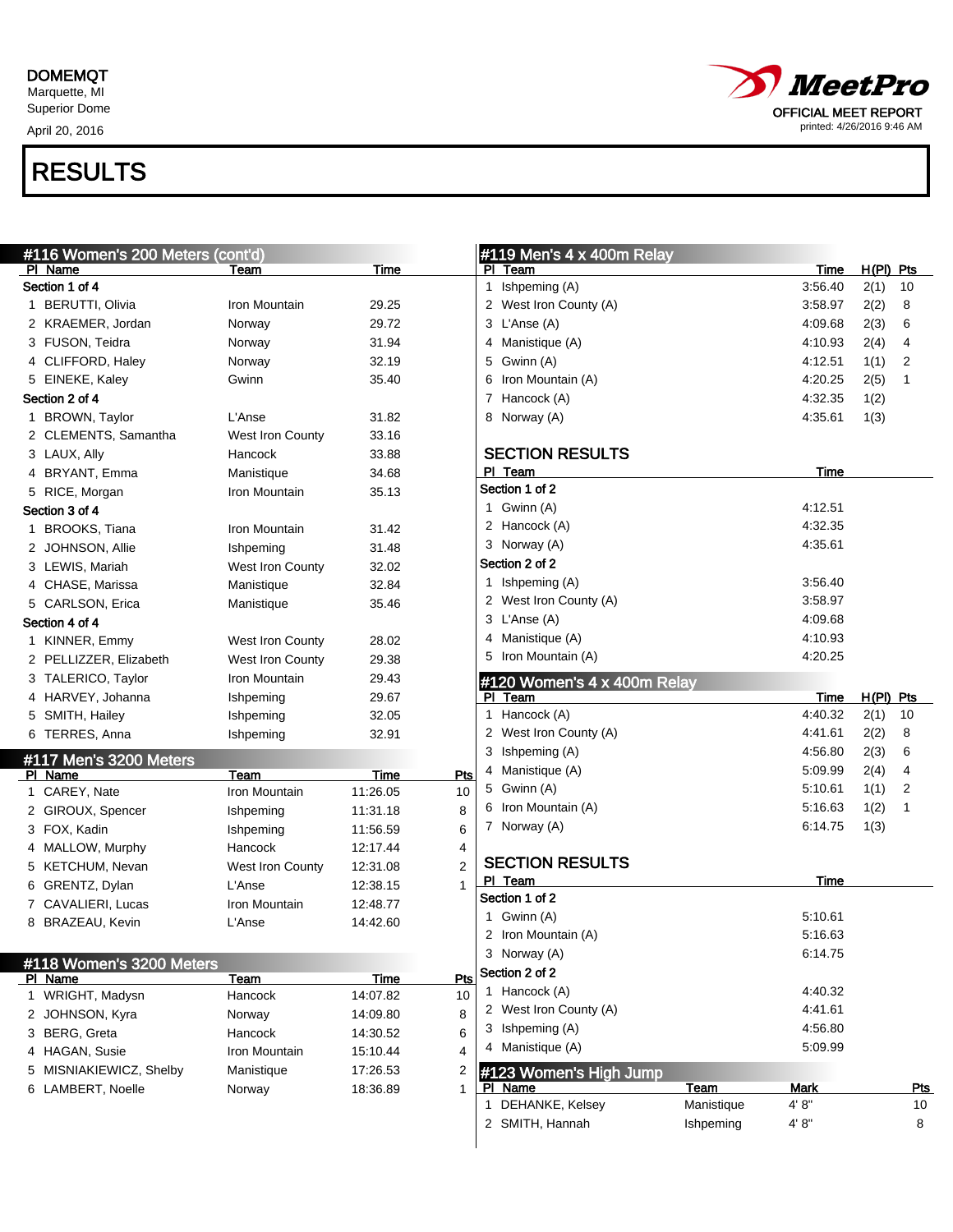DOMEMQT
Marquette, MI
Superior Dome
April 20, 2016

MeetPro
OFFICIAL MEET REPORT
printed: 4/26/2016 9:46 AM

# RESULTS

## #116 Women's 200 Meters (cont'd)

| Pl | Name | Team | Time |
|---|---|---|---|
| **Section 1 of 4** | | | |
| 1 | BERUTTI, Olivia | Iron Mountain | 29.25 |
| 2 | KRAEMER, Jordan | Norway | 29.72 |
| 3 | FUSON, Teidra | Norway | 31.94 |
| 4 | CLIFFORD, Haley | Norway | 32.19 |
| 5 | EINEKE, Kaley | Gwinn | 35.40 |
| **Section 2 of 4** | | | |
| 1 | BROWN, Taylor | L'Anse | 31.82 |
| 2 | CLEMENTS, Samantha | West Iron County | 33.16 |
| 3 | LAUX, Ally | Hancock | 33.88 |
| 4 | BRYANT, Emma | Manistique | 34.68 |
| 5 | RICE, Morgan | Iron Mountain | 35.13 |
| **Section 3 of 4** | | | |
| 1 | BROOKS, Tiana | Iron Mountain | 31.42 |
| 2 | JOHNSON, Allie | Ishpeming | 31.48 |
| 3 | LEWIS, Mariah | West Iron County | 32.02 |
| 4 | CHASE, Marissa | Manistique | 32.84 |
| 5 | CARLSON, Erica | Manistique | 35.46 |
| **Section 4 of 4** | | | |
| 1 | KINNER, Emmy | West Iron County | 28.02 |
| 2 | PELLIZZER, Elizabeth | West Iron County | 29.38 |
| 3 | TALERICO, Taylor | Iron Mountain | 29.43 |
| 4 | HARVEY, Johanna | Ishpeming | 29.67 |
| 5 | SMITH, Hailey | Ishpeming | 32.05 |
| 6 | TERRES, Anna | Ishpeming | 32.91 |

## #117 Men's 3200 Meters

| Pl | Name | Team | Time | Pts |
|---|---|---|---|---|
| 1 | CAREY, Nate | Iron Mountain | 11:26.05 | 10 |
| 2 | GIROUX, Spencer | Ishpeming | 11:31.18 | 8 |
| 3 | FOX, Kadin | Ishpeming | 11:56.59 | 6 |
| 4 | MALLOW, Murphy | Hancock | 12:17.44 | 4 |
| 5 | KETCHUM, Nevan | West Iron County | 12:31.08 | 2 |
| 6 | GRENTZ, Dylan | L'Anse | 12:38.15 | 1 |
| 7 | CAVALIERI, Lucas | Iron Mountain | 12:48.77 | |
| 8 | BRAZEAU, Kevin | L'Anse | 14:42.60 | |

## #118 Women's 3200 Meters

| Pl | Name | Team | Time | Pts |
|---|---|---|---|---|
| 1 | WRIGHT, Madysn | Hancock | 14:07.82 | 10 |
| 2 | JOHNSON, Kyra | Norway | 14:09.80 | 8 |
| 3 | BERG, Greta | Hancock | 14:30.52 | 6 |
| 4 | HAGAN, Susie | Iron Mountain | 15:10.44 | 4 |
| 5 | MISNIAKIEWICZ, Shelby | Manistique | 17:26.53 | 2 |
| 6 | LAMBERT, Noelle | Norway | 18:36.89 | 1 |

## #119 Men's 4 x 400m Relay

| Pl | Team | Time | H(Pl) | Pts |
|---|---|---|---|---|
| 1 | Ishpeming (A) | 3:56.40 | 2(1) | 10 |
| 2 | West Iron County (A) | 3:58.97 | 2(2) | 8 |
| 3 | L'Anse (A) | 4:09.68 | 2(3) | 6 |
| 4 | Manistique (A) | 4:10.93 | 2(4) | 4 |
| 5 | Gwinn (A) | 4:12.51 | 1(1) | 2 |
| 6 | Iron Mountain (A) | 4:20.25 | 2(5) | 1 |
| 7 | Hancock (A) | 4:32.35 | 1(2) | |
| 8 | Norway (A) | 4:35.61 | 1(3) | |

### SECTION RESULTS

| Pl | Team | Time |
|---|---|---|
| **Section 1 of 2** | | |
| 1 | Gwinn (A) | 4:12.51 |
| 2 | Hancock (A) | 4:32.35 |
| 3 | Norway (A) | 4:35.61 |
| **Section 2 of 2** | | |
| 1 | Ishpeming (A) | 3:56.40 |
| 2 | West Iron County (A) | 3:58.97 |
| 3 | L'Anse (A) | 4:09.68 |
| 4 | Manistique (A) | 4:10.93 |
| 5 | Iron Mountain (A) | 4:20.25 |

## #120 Women's 4 x 400m Relay

| Pl | Team | Time | H(Pl) | Pts |
|---|---|---|---|---|
| 1 | Hancock (A) | 4:40.32 | 2(1) | 10 |
| 2 | West Iron County (A) | 4:41.61 | 2(2) | 8 |
| 3 | Ishpeming (A) | 4:56.80 | 2(3) | 6 |
| 4 | Manistique (A) | 5:09.99 | 2(4) | 4 |
| 5 | Gwinn (A) | 5:10.61 | 1(1) | 2 |
| 6 | Iron Mountain (A) | 5:16.63 | 1(2) | 1 |
| 7 | Norway (A) | 6:14.75 | 1(3) | |

### SECTION RESULTS

| Pl | Team | Time |
|---|---|---|
| **Section 1 of 2** | | |
| 1 | Gwinn (A) | 5:10.61 |
| 2 | Iron Mountain (A) | 5:16.63 |
| 3 | Norway (A) | 6:14.75 |
| **Section 2 of 2** | | |
| 1 | Hancock (A) | 4:40.32 |
| 2 | West Iron County (A) | 4:41.61 |
| 3 | Ishpeming (A) | 4:56.80 |
| 4 | Manistique (A) | 5:09.99 |

## #123 Women's High Jump

| Pl | Name | Team | Mark | Pts |
|---|---|---|---|---|
| 1 | DEHANKE, Kelsey | Manistique | 4' 8" | 10 |
| 2 | SMITH, Hannah | Ishpeming | 4' 8" | 8 |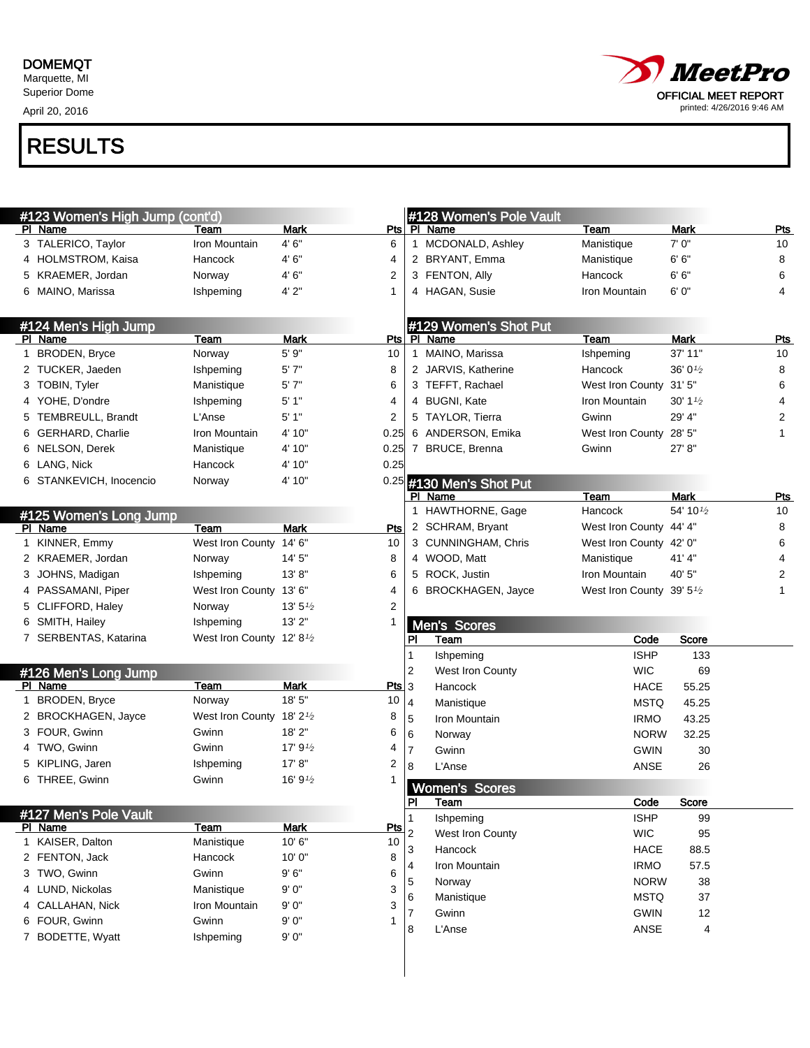DOMEMQT
Marquette, MI
Superior Dome
April 20, 2016

MeetPro
OFFICIAL MEET REPORT
printed: 4/26/2016 9:46 AM

# RESULTS

## #123 Women's High Jump (cont'd)

| Pl | Name | Team | Mark | Pts |
|---|---|---|---|---|
| 3 | TALERICO, Taylor | Iron Mountain | 4' 6" | 6 |
| 4 | HOLMSTROM, Kaisa | Hancock | 4' 6" | 4 |
| 5 | KRAEMER, Jordan | Norway | 4' 6" | 2 |
| 6 | MAINO, Marissa | Ishpeming | 4' 2" | 1 |

## #124 Men's High Jump

| Pl | Name | Team | Mark | Pts |
|---|---|---|---|---|
| 1 | BRODEN, Bryce | Norway | 5' 9" | 10 |
| 2 | TUCKER, Jaeden | Ishpeming | 5' 7" | 8 |
| 3 | TOBIN, Tyler | Manistique | 5' 7" | 6 |
| 4 | YOHE, D'ondre | Ishpeming | 5' 1" | 4 |
| 5 | TEMBREULL, Brandt | L'Anse | 5' 1" | 2 |
| 6 | GERHARD, Charlie | Iron Mountain | 4' 10" | 0.25 |
| 6 | NELSON, Derek | Manistique | 4' 10" | 0.25 |
| 6 | LANG, Nick | Hancock | 4' 10" | 0.25 |
| 6 | STANKEVICH, Inocencio | Norway | 4' 10" | 0.25 |

## #125 Women's Long Jump

| Pl | Name | Team | Mark | Pts |
|---|---|---|---|---|
| 1 | KINNER, Emmy | West Iron County | 14' 6" | 10 |
| 2 | KRAEMER, Jordan | Norway | 14' 5" | 8 |
| 3 | JOHNS, Madigan | Ishpeming | 13' 8" | 6 |
| 4 | PASSAMANI, Piper | West Iron County | 13' 6" | 4 |
| 5 | CLIFFORD, Haley | Norway | 13' 5½ | 2 |
| 6 | SMITH, Hailey | Ishpeming | 13' 2" | 1 |
| 7 | SERBENTAS, Katarina | West Iron County | 12' 8½ | |

## #126 Men's Long Jump

| Pl | Name | Team | Mark | Pts |
|---|---|---|---|---|
| 1 | BRODEN, Bryce | Norway | 18' 5" | 10 |
| 2 | BROCKHAGEN, Jayce | West Iron County | 18' 2½ | 8 |
| 3 | FOUR, Gwinn | Gwinn | 18' 2" | 6 |
| 4 | TWO, Gwinn | Gwinn | 17' 9½ | 4 |
| 5 | KIPLING, Jaren | Ishpeming | 17' 8" | 2 |
| 6 | THREE, Gwinn | Gwinn | 16' 9½ | 1 |

## #127 Men's Pole Vault

| Pl | Name | Team | Mark | Pts |
|---|---|---|---|---|
| 1 | KAISER, Dalton | Manistique | 10' 6" | 10 |
| 2 | FENTON, Jack | Hancock | 10' 0" | 8 |
| 3 | TWO, Gwinn | Gwinn | 9' 6" | 6 |
| 4 | LUND, Nickolas | Manistique | 9' 0" | 3 |
| 4 | CALLAHAN, Nick | Iron Mountain | 9' 0" | 3 |
| 6 | FOUR, Gwinn | Gwinn | 9' 0" | 1 |
| 7 | BODETTE, Wyatt | Ishpeming | 9' 0" | |

## #128 Women's Pole Vault

| Pl | Name | Team | Mark | Pts |
|---|---|---|---|---|
| 1 | MCDONALD, Ashley | Manistique | 7' 0" | 10 |
| 2 | BRYANT, Emma | Manistique | 6' 6" | 8 |
| 3 | FENTON, Ally | Hancock | 6' 6" | 6 |
| 4 | HAGAN, Susie | Iron Mountain | 6' 0" | 4 |

## #129 Women's Shot Put

| Pl | Name | Team | Mark | Pts |
|---|---|---|---|---|
| 1 | MAINO, Marissa | Ishpeming | 37' 11" | 10 |
| 2 | JARVIS, Katherine | Hancock | 36' 0½ | 8 |
| 3 | TEFFT, Rachael | West Iron County | 31' 5" | 6 |
| 4 | BUGNI, Kate | Iron Mountain | 30' 1½ | 4 |
| 5 | TAYLOR, Tierra | Gwinn | 29' 4" | 2 |
| 6 | ANDERSON, Emika | West Iron County | 28' 5" | 1 |
| 7 | BRUCE, Brenna | Gwinn | 27' 8" | |

## #130 Men's Shot Put

| Pl | Name | Team | Mark | Pts |
|---|---|---|---|---|
| 1 | HAWTHORNE, Gage | Hancock | 54' 10½ | 10 |
| 2 | SCHRAM, Bryant | West Iron County | 44' 4" | 8 |
| 3 | CUNNINGHAM, Chris | West Iron County | 42' 0" | 6 |
| 4 | WOOD, Matt | Manistique | 41' 4" | 4 |
| 5 | ROCK, Justin | Iron Mountain | 40' 5" | 2 |
| 6 | BROCKHAGEN, Jayce | West Iron County | 39' 5½ | 1 |

## Men's Scores

| Pl | Team | Code | Score |
|---|---|---|---|
| 1 | Ishpeming | ISHP | 133 |
| 2 | West Iron County | WIC | 69 |
| 3 | Hancock | HACE | 55.25 |
| 4 | Manistique | MSTQ | 45.25 |
| 5 | Iron Mountain | IRMO | 43.25 |
| 6 | Norway | NORW | 32.25 |
| 7 | Gwinn | GWIN | 30 |
| 8 | L'Anse | ANSE | 26 |

## Women's Scores

| Pl | Team | Code | Score |
|---|---|---|---|
| 1 | Ishpeming | ISHP | 99 |
| 2 | West Iron County | WIC | 95 |
| 3 | Hancock | HACE | 88.5 |
| 4 | Iron Mountain | IRMO | 57.5 |
| 5 | Norway | NORW | 38 |
| 6 | Manistique | MSTQ | 37 |
| 7 | Gwinn | GWIN | 12 |
| 8 | L'Anse | ANSE | 4 |